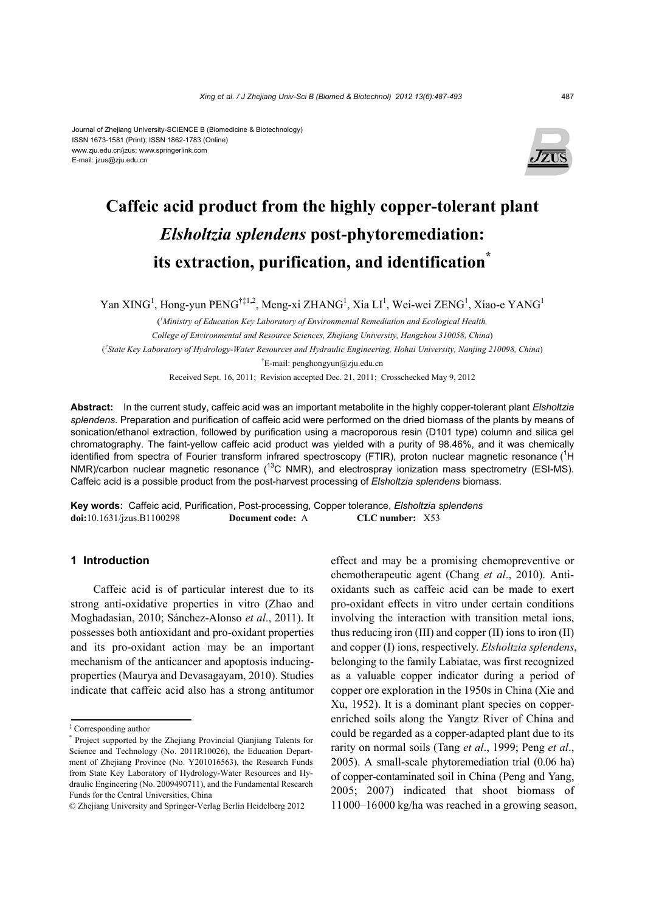Journal of Zhejiang University-SCIENCE B (Biomedicine & Biotechnology)
ISSN 1673-1581 (Print); ISSN 1862-1783 (Online)
www.zju.edu.cn/jzus; www.springerlink.com
E-mail: jzus@zju.edu.cn

# Caffeic acid product from the highly copper-tolerant plant *Elsholtzia splendens* post-phytoremediation: its extraction, purification, and identification*

Yan XING[1], Hong-yun PENG[†‡1,2], Meng-xi ZHANG[1], Xia LI[1], Wei-wei ZENG[1], Xiao-e YANG[1]

([1]*Ministry of Education Key Laboratory of Environmental Remediation and Ecological Health, College of Environmental and Resource Sciences, Zhejiang University, Hangzhou 310058, China*)

([2]*State Key Laboratory of Hydrology-Water Resources and Hydraulic Engineering, Hohai University, Nanjing 210098, China*)

[†]E-mail: penghongyun@zju.edu.cn

Received Sept. 16, 2011; Revision accepted Dec. 21, 2011; Crosschecked May 9, 2012

**Abstract:** In the current study, caffeic acid was an important metabolite in the highly copper-tolerant plant *Elsholtzia splendens*. Preparation and purification of caffeic acid were performed on the dried biomass of the plants by means of sonication/ethanol extraction, followed by purification using a macroporous resin (D101 type) column and silica gel chromatography. The faint-yellow caffeic acid product was yielded with a purity of 98.46%, and it was chemically identified from spectra of Fourier transform infrared spectroscopy (FTIR), proton nuclear magnetic resonance ($^{1}H$ NMR)/carbon nuclear magnetic resonance ($^{13}C$ NMR), and electrospray ionization mass spectrometry (ESI-MS). Caffeic acid is a possible product from the post-harvest processing of *Elsholtzia splendens* biomass.

**Key words:** Caffeic acid, Purification, Post-processing, Copper tolerance, *Elsholtzia splendens*
**doi:**10.1631/jzus.B1100298 **Document code:** A **CLC number:** X53

## 1 Introduction

Caffeic acid is of particular interest due to its strong anti-oxidative properties in vitro (Zhao and Moghadasian, 2010; Sánchez-Alonso *et al*., 2011). It possesses both antioxidant and pro-oxidant properties and its pro-oxidant action may be an important mechanism of the anticancer and apoptosis inducing-properties (Maurya and Devasagayam, 2010). Studies indicate that caffeic acid also has a strong antitumor effect and may be a promising chemopreventive or chemotherapeutic agent (Chang *et al*., 2010). Antioxidants such as caffeic acid can be made to exert pro-oxidant effects in vitro under certain conditions involving the interaction with transition metal ions, thus reducing iron (III) and copper (II) ions to iron (II) and copper (I) ions, respectively. *Elsholtzia splendens*, belonging to the family Labiatae, was first recognized as a valuable copper indicator during a period of copper ore exploration in the 1950s in China (Xie and Xu, 1952). It is a dominant plant species on copper-enriched soils along the Yangtz River of China and could be regarded as a copper-adapted plant due to its rarity on normal soils (Tang *et al*., 1999; Peng *et al*., 2005). A small-scale phytoremediation trial (0.06 ha) of copper-contaminated soil in China (Peng and Yang, 2005; 2007) indicated that shoot biomass of 11000–16000 kg/ha was reached in a growing season,

---

‡ Corresponding author

\* Project supported by the Zhejiang Provincial Qianjiang Talents for Science and Technology (No. 2011R10026), the Education Department of Zhejiang Province (No. Y201016563), the Research Funds from State Key Laboratory of Hydrology-Water Resources and Hydraulic Engineering (No. 2009490711), and the Fundamental Research Funds for the Central Universities, China

© Zhejiang University and Springer-Verlag Berlin Heidelberg 2012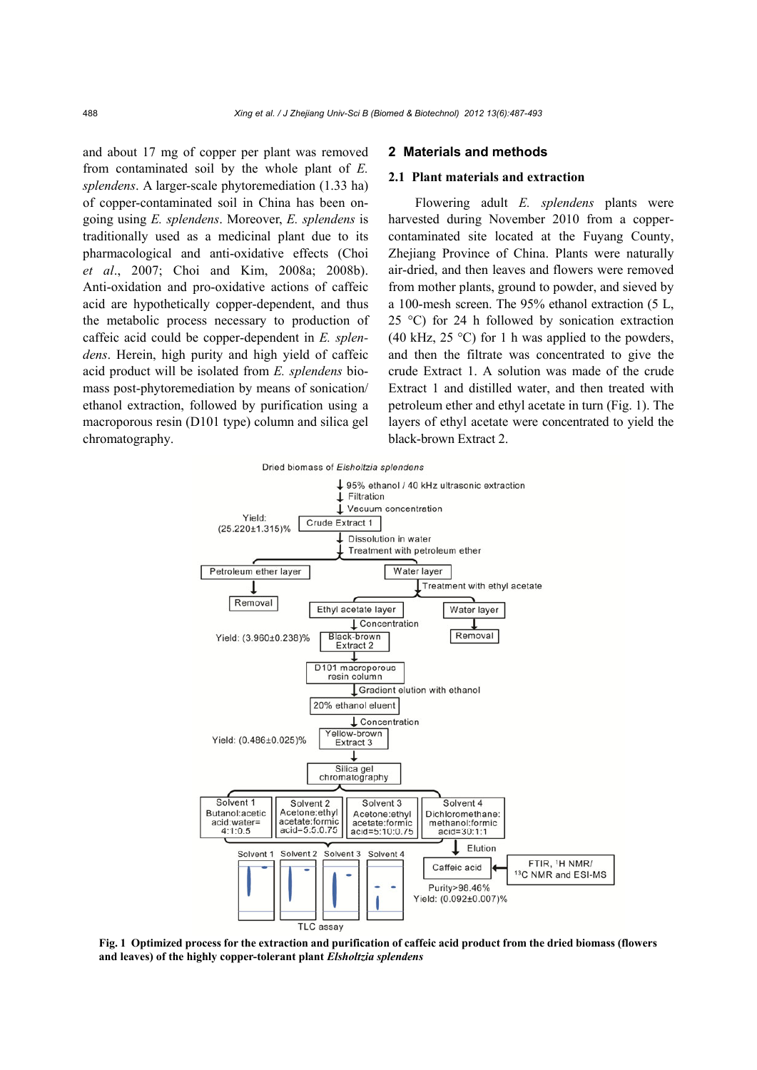and about 17 mg of copper per plant was removed from contaminated soil by the whole plant of *E. splendens*. A larger-scale phytoremediation (1.33 ha) of copper-contaminated soil in China has been ongoing using *E. splendens*. Moreover, *E. splendens* is traditionally used as a medicinal plant due to its pharmacological and anti-oxidative effects (Choi *et al*., 2007; Choi and Kim, 2008a; 2008b). Anti-oxidation and pro-oxidative actions of caffeic acid are hypothetically copper-dependent, and thus the metabolic process necessary to production of caffeic acid could be copper-dependent in *E. splendens*. Herein, high purity and high yield of caffeic acid product will be isolated from *E. splendens* biomass post-phytoremediation by means of sonication/ethanol extraction, followed by purification using a macroporous resin (D101 type) column and silica gel chromatography.

## 2 Materials and methods

### 2.1 Plant materials and extraction

Flowering adult *E. splendens* plants were harvested during November 2010 from a copper-contaminated site located at the Fuyang County, Zhejiang Province of China. Plants were naturally air-dried, and then leaves and flowers were removed from mother plants, ground to powder, and sieved by a 100-mesh screen. The 95% ethanol extraction (5 L, 25 °C) for 24 h followed by sonication extraction (40 kHz, 25 °C) for 1 h was applied to the powders, and then the filtrate was concentrated to give the crude Extract 1. A solution was made of the crude Extract 1 and distilled water, and then treated with petroleum ether and ethyl acetate in turn (Fig. 1). The layers of ethyl acetate were concentrated to yield the black-brown Extract 2.

**Fig. 1 Optimized process for the extraction and purification of caffeic acid product from the dried biomass (flowers and leaves) of the highly copper-tolerant plant *Elsholtzia splendens***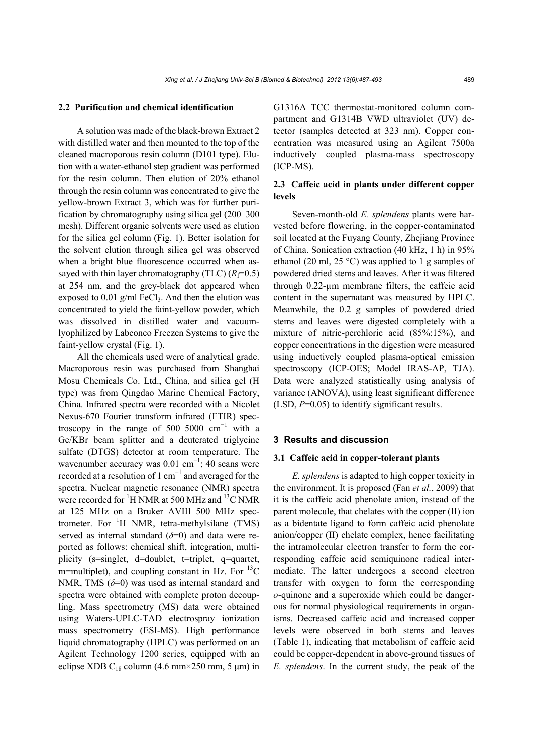### 2.2 Purification and chemical identification

A solution was made of the black-brown Extract 2 with distilled water and then mounted to the top of the cleaned macroporous resin column (D101 type). Elution with a water-ethanol step gradient was performed for the resin column. Then elution of 20% ethanol through the resin column was concentrated to give the yellow-brown Extract 3, which was for further purification by chromatography using silica gel (200–300 mesh). Different organic solvents were used as elution for the silica gel column (Fig. 1). Better isolation for the solvent elution through silica gel was observed when a bright blue fluorescence occurred when assayed with thin layer chromatography (TLC) ($R_f$=0.5) at 254 nm, and the grey-black dot appeared when exposed to 0.01 g/ml $FeCl_3$. And then the elution was concentrated to yield the faint-yellow powder, which was dissolved in distilled water and vacuum-lyophilized by Labconco Freezen Systems to give the faint-yellow crystal (Fig. 1).

All the chemicals used were of analytical grade. Macroporous resin was purchased from Shanghai Mosu Chemicals Co. Ltd., China, and silica gel (H type) was from Qingdao Marine Chemical Factory, China. Infrared spectra were recorded with a Nicolet Nexus-670 Fourier transform infrared (FTIR) spectroscopy in the range of 500–5000 $cm^{-1}$ with a Ge/KBr beam splitter and a deuterated triglycine sulfate (DTGS) detector at room temperature. The wavenumber accuracy was 0.01 $cm^{-1}$; 40 scans were recorded at a resolution of 1 $cm^{-1}$ and averaged for the spectra. Nuclear magnetic resonance (NMR) spectra were recorded for $^1H$ NMR at 500 MHz and $^{13}C$ NMR at 125 MHz on a Bruker AVIII 500 MHz spectrometer. For $^1H$ NMR, tetra-methylsilane (TMS) served as internal standard ($\delta$=0) and data were reported as follows: chemical shift, integration, multiplicity (s=singlet, d=doublet, t=triplet, q=quartet, m=multiplet), and coupling constant in Hz. For $^{13}C$ NMR, TMS ($\delta$=0) was used as internal standard and spectra were obtained with complete proton decoupling. Mass spectrometry (MS) data were obtained using Waters-UPLC-TAD electrospray ionization mass spectrometry (ESI-MS). High performance liquid chromatography (HPLC) was performed on an Agilent Technology 1200 series, equipped with an eclipse XDB $C_{18}$ column (4.6 mm×250 mm, 5 μm) in G1316A TCC thermostat-monitored column compartment and G1314B VWD ultraviolet (UV) detector (samples detected at 323 nm). Copper concentration was measured using an Agilent 7500a inductively coupled plasma-mass spectroscopy (ICP-MS).

### 2.3 Caffeic acid in plants under different copper levels

Seven-month-old *E. splendens* plants were harvested before flowering, in the copper-contaminated soil located at the Fuyang County, Zhejiang Province of China. Sonication extraction (40 kHz, 1 h) in 95% ethanol (20 ml, 25 °C) was applied to 1 g samples of powdered dried stems and leaves. After it was filtered through 0.22-μm membrane filters, the caffeic acid content in the supernatant was measured by HPLC. Meanwhile, the 0.2 g samples of powdered dried stems and leaves were digested completely with a mixture of nitric-perchloric acid (85%:15%), and copper concentrations in the digestion were measured using inductively coupled plasma-optical emission spectroscopy (ICP-OES; Model IRAS-AP, TJA). Data were analyzed statistically using analysis of variance (ANOVA), using least significant difference (LSD, $P$=0.05) to identify significant results.

## 3 Results and discussion

### 3.1 Caffeic acid in copper-tolerant plants

*E. splendens* is adapted to high copper toxicity in the environment. It is proposed (Fan *et al.*, 2009) that it is the caffeic acid phenolate anion, instead of the parent molecule, that chelates with the copper (II) ion as a bidentate ligand to form caffeic acid phenolate anion/copper (II) chelate complex, hence facilitating the intramolecular electron transfer to form the corresponding caffeic acid semiquinone radical intermediate. The latter undergoes a second electron transfer with oxygen to form the corresponding *o*-quinone and a superoxide which could be dangerous for normal physiological requirements in organisms. Decreased caffeic acid and increased copper levels were observed in both stems and leaves (Table 1), indicating that metabolism of caffeic acid could be copper-dependent in above-ground tissues of *E. splendens*. In the current study, the peak of the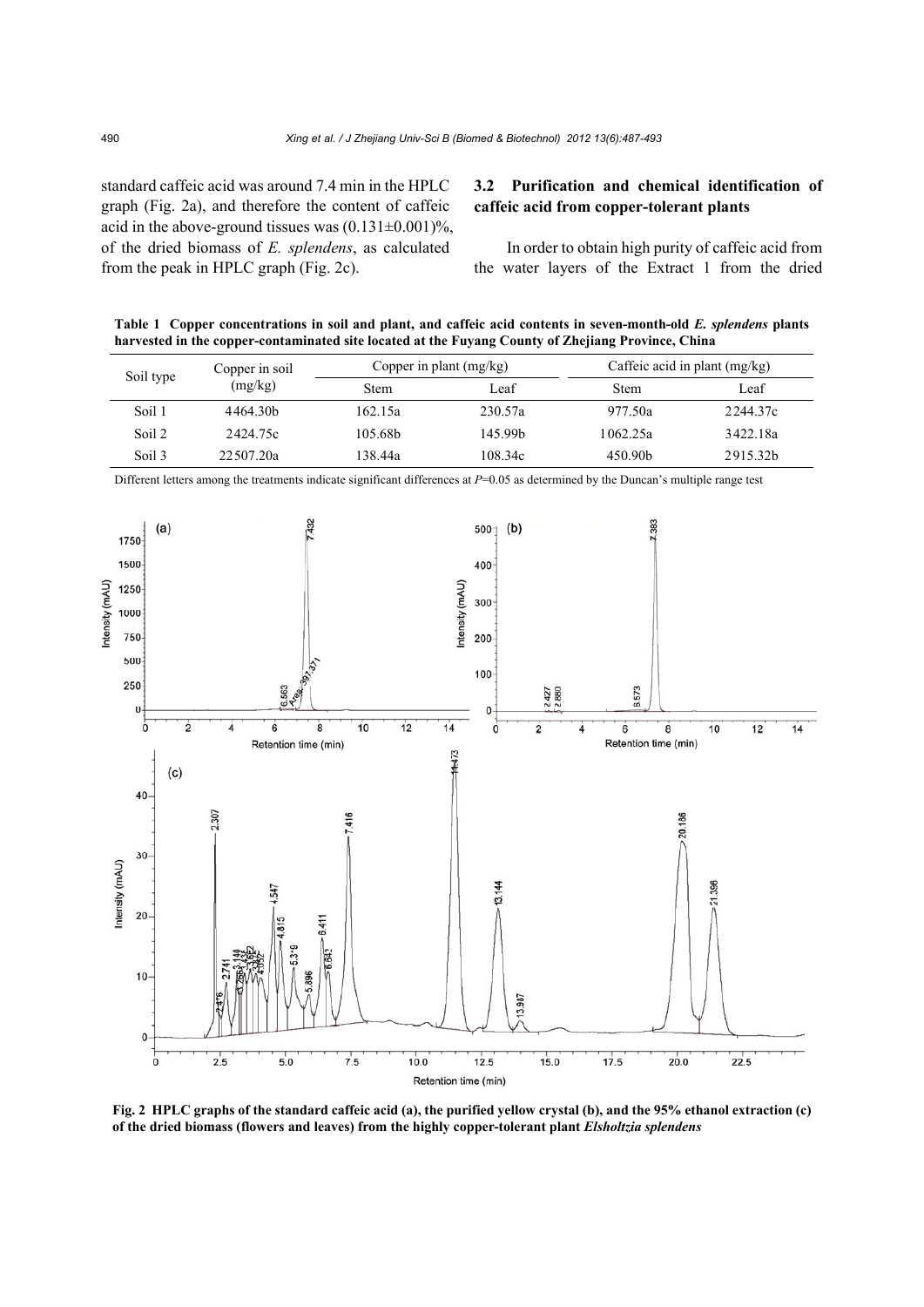standard caffeic acid was around 7.4 min in the HPLC graph (Fig. 2a), and therefore the content of caffeic acid in the above-ground tissues was (0.131±0.001)%, of the dried biomass of *E. splendens*, as calculated from the peak in HPLC graph (Fig. 2c).

### 3.2 Purification and chemical identification of caffeic acid from copper-tolerant plants

In order to obtain high purity of caffeic acid from the water layers of the Extract 1 from the dried

**Table 1 Copper concentrations in soil and plant, and caffeic acid contents in seven-month-old *E. splendens* plants harvested in the copper-contaminated site located at the Fuyang County of Zhejiang Province, China**

| Soil type | Copper in soil (mg/kg) | Copper in plant (mg/kg) | | Caffeic acid in plant (mg/kg) | |
|---|---|---|---|---|---|
| | | Stem | Leaf | Stem | Leaf |
| Soil 1 | 4464.30b | 162.15a | 230.57a | 977.50a | 2244.37c |
| Soil 2 | 2424.75c | 105.68b | 145.99b | 1062.25a | 3422.18a |
| Soil 3 | 22507.20a | 138.44a | 108.34c | 450.90b | 2915.32b |

Different letters among the treatments indicate significant differences at $P$=0.05 as determined by the Duncan's multiple range test

**Fig. 2 HPLC graphs of the standard caffeic acid (a), the purified yellow crystal (b), and the 95% ethanol extraction (c) of the dried biomass (flowers and leaves) from the highly copper-tolerant plant *Elsholtzia splendens***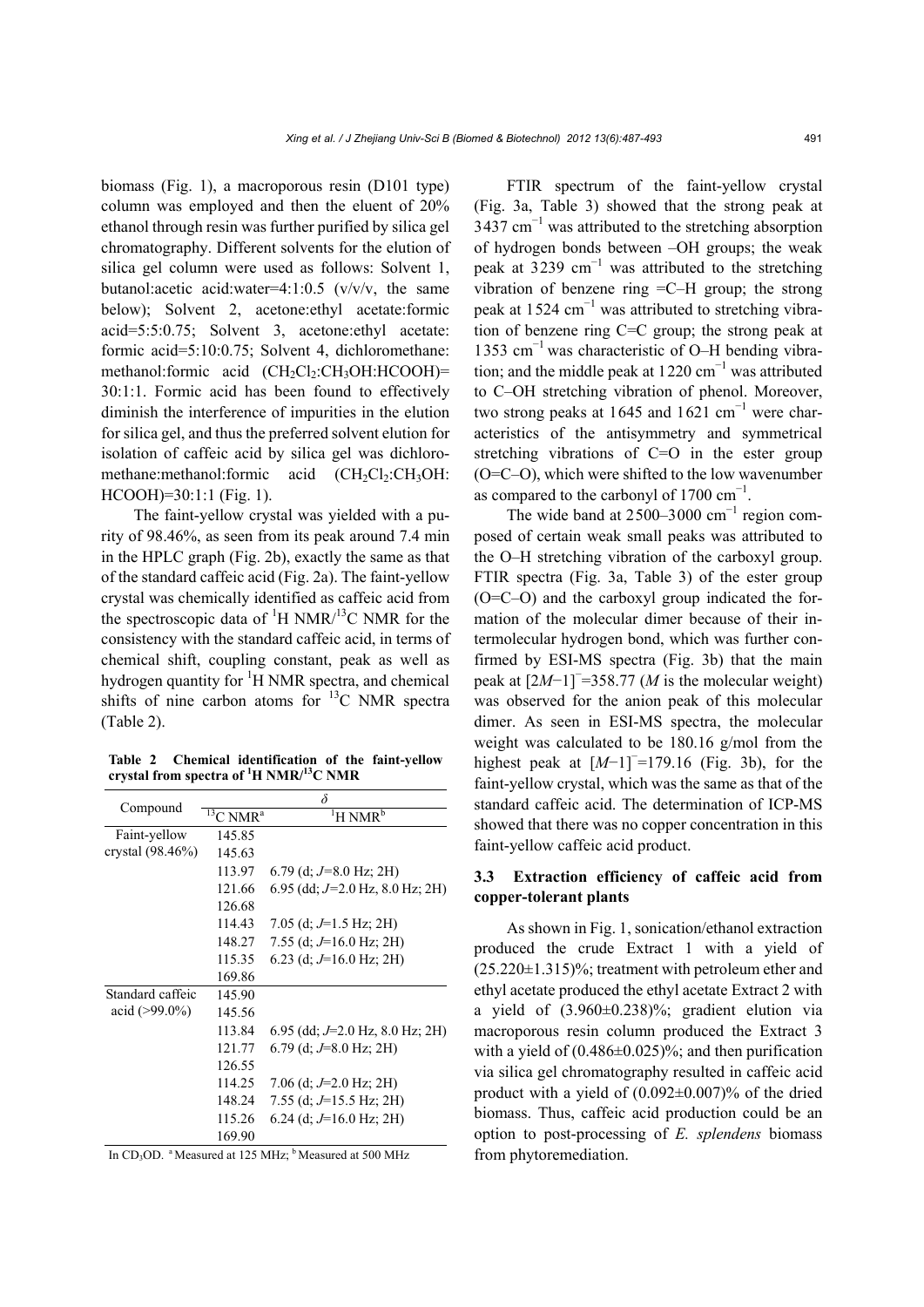biomass (Fig. 1), a macroporous resin (D101 type) column was employed and then the eluent of 20% ethanol through resin was further purified by silica gel chromatography. Different solvents for the elution of silica gel column were used as follows: Solvent 1, butanol:acetic acid:water=4:1:0.5 (v/v/v, the same below); Solvent 2, acetone:ethyl acetate:formic acid=5:5:0.75; Solvent 3, acetone:ethyl acetate: formic acid=5:10:0.75; Solvent 4, dichloromethane: methanol:formic acid ($CH_2Cl_2$:$CH_3OH$:HCOOH)= 30:1:1. Formic acid has been found to effectively diminish the interference of impurities in the elution for silica gel, and thus the preferred solvent elution for isolation of caffeic acid by silica gel was dichloromethane:methanol:formic acid ($CH_2Cl_2$:$CH_3OH$: HCOOH)=30:1:1 (Fig. 1).

The faint-yellow crystal was yielded with a purity of 98.46%, as seen from its peak around 7.4 min in the HPLC graph (Fig. 2b), exactly the same as that of the standard caffeic acid (Fig. 2a). The faint-yellow crystal was chemically identified as caffeic acid from the spectroscopic data of $^1$H NMR/$^{13}$C NMR for the consistency with the standard caffeic acid, in terms of chemical shift, coupling constant, peak as well as hydrogen quantity for $^1$H NMR spectra, and chemical shifts of nine carbon atoms for $^{13}$C NMR spectra (Table 2).

**Table 2 Chemical identification of the faint-yellow crystal from spectra of $^1$H NMR/$^{13}$C NMR**

| Compound | $\delta$ | |
|---|---|---|
| | $^{13}$C NMR[a] | $^1$H NMR[b] |
| Faint-yellow crystal (98.46%) | 145.85 | |
| | 145.63 | |
| | 113.97 | 6.79 (d; *J*=8.0 Hz; 2H) |
| | 121.66 | 6.95 (dd; *J*=2.0 Hz, 8.0 Hz; 2H) |
| | 126.68 | |
| | 114.43 | 7.05 (d; *J*=1.5 Hz; 2H) |
| | 148.27 | 7.55 (d; *J*=16.0 Hz; 2H) |
| | 115.35 | 6.23 (d; *J*=16.0 Hz; 2H) |
| | 169.86 | |
| Standard caffeic acid (>99.0%) | 145.90 | |
| | 145.56 | |
| | 113.84 | 6.95 (dd; *J*=2.0 Hz, 8.0 Hz; 2H) |
| | 121.77 | 6.79 (d; *J*=8.0 Hz; 2H) |
| | 126.55 | |
| | 114.25 | 7.06 (d; *J*=2.0 Hz; 2H) |
| | 148.24 | 7.55 (d; *J*=15.5 Hz; 2H) |
| | 115.26 | 6.24 (d; *J*=16.0 Hz; 2H) |
| | 169.90 | |

In $CD_3OD$. [a] Measured at 125 MHz; [b] Measured at 500 MHz

FTIR spectrum of the faint-yellow crystal (Fig. 3a, Table 3) showed that the strong peak at 3437 $cm^{-1}$ was attributed to the stretching absorption of hydrogen bonds between –OH groups; the weak peak at 3239 $cm^{-1}$ was attributed to the stretching vibration of benzene ring =C–H group; the strong peak at 1524 $cm^{-1}$ was attributed to stretching vibration of benzene ring C=C group; the strong peak at 1353 $cm^{-1}$ was characteristic of O–H bending vibration; and the middle peak at 1220 $cm^{-1}$ was attributed to C–OH stretching vibration of phenol. Moreover, two strong peaks at 1645 and 1621 $cm^{-1}$ were characteristics of the antisymmetry and symmetrical stretching vibrations of C=O in the ester group (O=C–O), which were shifted to the low wavenumber as compared to the carbonyl of 1700 $cm^{-1}$.

The wide band at 2500–3000 $cm^{-1}$ region composed of certain weak small peaks was attributed to the O–H stretching vibration of the carboxyl group. FTIR spectra (Fig. 3a, Table 3) of the ester group (O=C–O) and the carboxyl group indicated the formation of the molecular dimer because of their intermolecular hydrogen bond, which was further confirmed by ESI-MS spectra (Fig. 3b) that the main peak at $[2M-1]^-$=358.77 (*M* is the molecular weight) was observed for the anion peak of this molecular dimer. As seen in ESI-MS spectra, the molecular weight was calculated to be 180.16 g/mol from the highest peak at $[M-1]^-$=179.16 (Fig. 3b), for the faint-yellow crystal, which was the same as that of the standard caffeic acid. The determination of ICP-MS showed that there was no copper concentration in this faint-yellow caffeic acid product.

### 3.3 Extraction efficiency of caffeic acid from copper-tolerant plants

As shown in Fig. 1, sonication/ethanol extraction produced the crude Extract 1 with a yield of (25.220±1.315)%; treatment with petroleum ether and ethyl acetate produced the ethyl acetate Extract 2 with a yield of (3.960±0.238)%; gradient elution via macroporous resin column produced the Extract 3 with a yield of (0.486±0.025)%; and then purification via silica gel chromatography resulted in caffeic acid product with a yield of (0.092±0.007)% of the dried biomass. Thus, caffeic acid production could be an option to post-processing of *E. splendens* biomass from phytoremediation.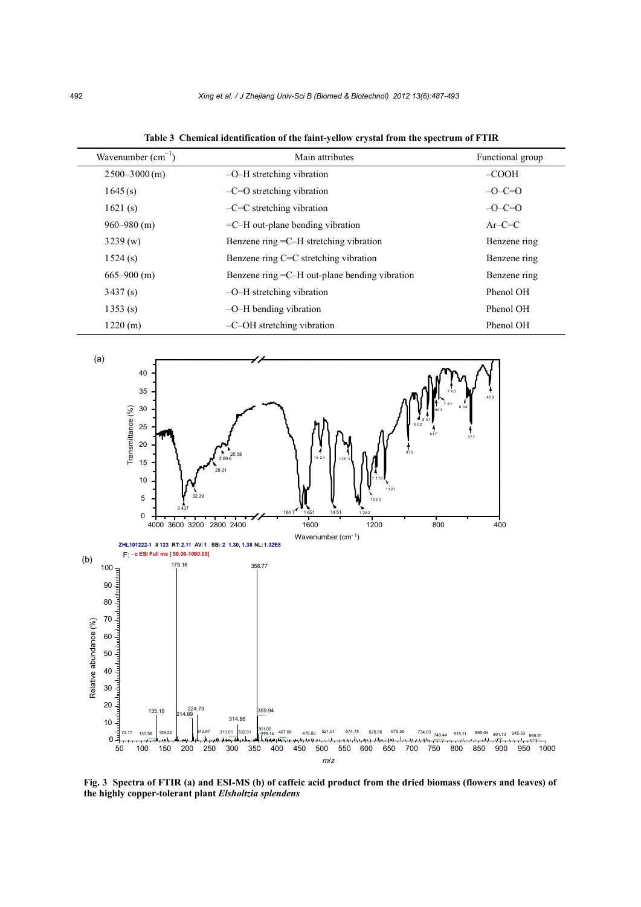**Table 3 Chemical identification of the faint-yellow crystal from the spectrum of FTIR**

| Wavenumber ($cm^{-1}$) | Main attributes | Functional group |
|---|---|---|
| 2500–3000 (m) | –O–H stretching vibration | –COOH |
| 1645 (s) | –C=O stretching vibration | –O–C=O |
| 1621 (s) | –C=C stretching vibration | –O–C=O |
| 960–980 (m) | =C–H out-plane bending vibration | Ar–C=C |
| 3239 (w) | Benzene ring =C–H stretching vibration | Benzene ring |
| 1524 (s) | Benzene ring C=C stretching vibration | Benzene ring |
| 665–900 (m) | Benzene ring =C–H out-plane bending vibration | Benzene ring |
| 3437 (s) | –O–H stretching vibration | Phenol OH |
| 1353 (s) | –O–H bending vibration | Phenol OH |
| 1220 (m) | –C–OH stretching vibration | Phenol OH |

**Fig. 3 Spectra of FTIR (a) and ESI-MS (b) of caffeic acid product from the dried biomass (flowers and leaves) of the highly copper-tolerant plant *Elsholtzia splendens***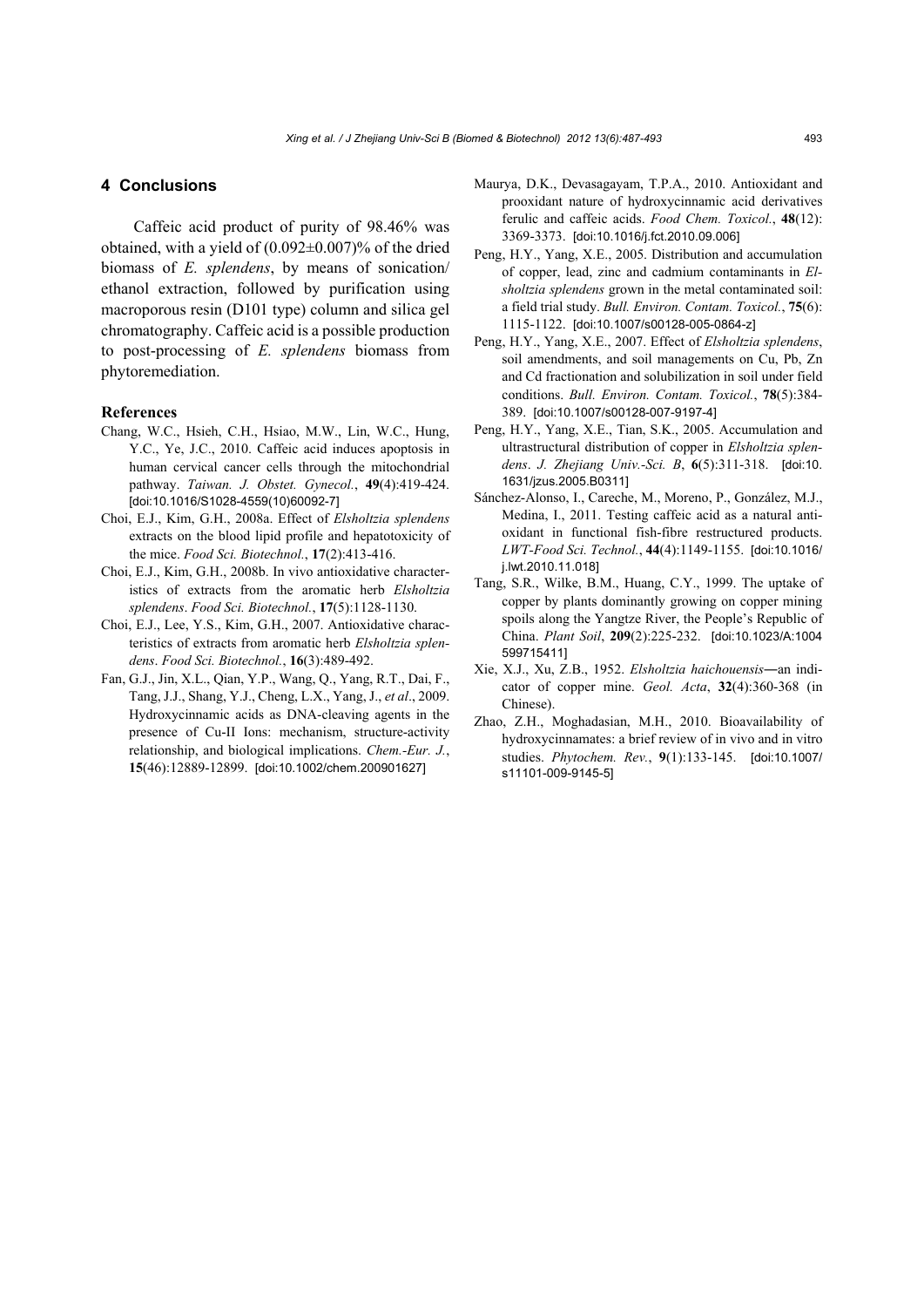## 4 Conclusions

Caffeic acid product of purity of 98.46% was obtained, with a yield of (0.092±0.007)% of the dried biomass of *E. splendens*, by means of sonication/ ethanol extraction, followed by purification using macroporous resin (D101 type) column and silica gel chromatography. Caffeic acid is a possible production to post-processing of *E. splendens* biomass from phytoremediation.

### References

Chang, W.C., Hsieh, C.H., Hsiao, M.W., Lin, W.C., Hung, Y.C., Ye, J.C., 2010. Caffeic acid induces apoptosis in human cervical cancer cells through the mitochondrial pathway. *Taiwan. J. Obstet. Gynecol.*, **49**(4):419-424. [doi:10.1016/S1028-4559(10)60092-7]

Choi, E.J., Kim, G.H., 2008a. Effect of *Elsholtzia splendens* extracts on the blood lipid profile and hepatotoxicity of the mice. *Food Sci. Biotechnol.*, **17**(2):413-416.

Choi, E.J., Kim, G.H., 2008b. In vivo antioxidative characteristics of extracts from the aromatic herb *Elsholtzia splendens*. *Food Sci. Biotechnol.*, **17**(5):1128-1130.

Choi, E.J., Lee, Y.S., Kim, G.H., 2007. Antioxidative characteristics of extracts from aromatic herb *Elsholtzia splendens*. *Food Sci. Biotechnol.*, **16**(3):489-492.

Fan, G.J., Jin, X.L., Qian, Y.P., Wang, Q., Yang, R.T., Dai, F., Tang, J.J., Shang, Y.J., Cheng, L.X., Yang, J., *et al*., 2009. Hydroxycinnamic acids as DNA-cleaving agents in the presence of Cu-II Ions: mechanism, structure-activity relationship, and biological implications. *Chem.-Eur. J.*, **15**(46):12889-12899. [doi:10.1002/chem.200901627]

Maurya, D.K., Devasagayam, T.P.A., 2010. Antioxidant and prooxidant nature of hydroxycinnamic acid derivatives ferulic and caffeic acids. *Food Chem. Toxicol.*, **48**(12): 3369-3373. [doi:10.1016/j.fct.2010.09.006]

Peng, H.Y., Yang, X.E., 2005. Distribution and accumulation of copper, lead, zinc and cadmium contaminants in *Elsholtzia splendens* grown in the metal contaminated soil: a field trial study. *Bull. Environ. Contam. Toxicol.*, **75**(6): 1115-1122. [doi:10.1007/s00128-005-0864-z]

Peng, H.Y., Yang, X.E., 2007. Effect of *Elsholtzia splendens*, soil amendments, and soil managements on Cu, Pb, Zn and Cd fractionation and solubilization in soil under field conditions. *Bull. Environ. Contam. Toxicol.*, **78**(5):384-389. [doi:10.1007/s00128-007-9197-4]

Peng, H.Y., Yang, X.E., Tian, S.K., 2005. Accumulation and ultrastructural distribution of copper in *Elsholtzia splendens*. *J. Zhejiang Univ.-Sci. B*, **6**(5):311-318. [doi:10.1631/jzus.2005.B0311]

Sánchez-Alonso, I., Careche, M., Moreno, P., González, M.J., Medina, I., 2011. Testing caffeic acid as a natural antioxidant in functional fish-fibre restructured products. *LWT-Food Sci. Technol.*, **44**(4):1149-1155. [doi:10.1016/j.lwt.2010.11.018]

Tang, S.R., Wilke, B.M., Huang, C.Y., 1999. The uptake of copper by plants dominantly growing on copper mining spoils along the Yangtze River, the People's Republic of China. *Plant Soil*, **209**(2):225-232. [doi:10.1023/A:1004599715411]

Xie, X.J., Xu, Z.B., 1952. *Elsholtzia haichouensis*—an indicator of copper mine. *Geol. Acta*, **32**(4):360-368 (in Chinese).

Zhao, Z.H., Moghadasian, M.H., 2010. Bioavailability of hydroxycinnamates: a brief review of in vivo and in vitro studies. *Phytochem. Rev.*, **9**(1):133-145. [doi:10.1007/s11101-009-9145-5]